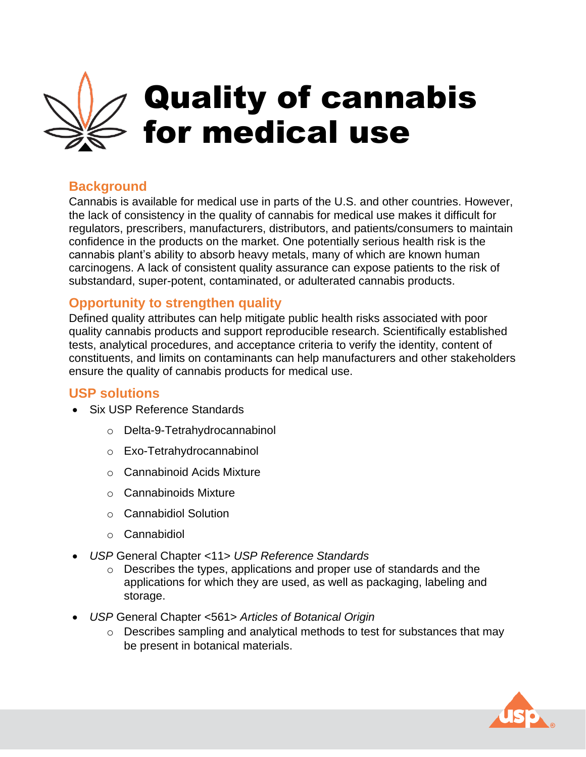# Quality of cannabis for medical use

## Background

Cannabis is available for medical use in parts of the U.S. and other countries. However, the lack of consistency in the quality of cannabis for medical use makes it difficult for regulators, prescribers, manufacturers, distributors, and patients/consumers to maintain confidence in the products on the market. One potentially serious health risk is the cannabis plant's ability to absorb heavy metals, many of which are known human carcinogens. A lack of consistent quality assurance can expose patients to the risk of substandard, super-potent, contaminated, or adulterated cannabis products.

## Opportunity to strengthen quality

Defined quality attributes can help mitigate public health risks associated with poor quality cannabis products and support reproducible research. Scientifically established tests, analytical procedures, and acceptance criteria to verify the identity, content of constituents, and limits on contaminants can help manufacturers and other stakeholders ensure the quality of cannabis products for medical use.

## USP solutions

- Six USP Reference Standards
  - Delta-9-Tetrahydrocannabinol
  - Exo-Tetrahydrocannabinol
  - Cannabinoid Acids Mixture
  - Cannabinoids Mixture
  - Cannabidiol Solution
  - Cannabidiol
- *USP* General Chapter <11> *USP Reference Standards*
  - Describes the types, applications and proper use of standards and the applications for which they are used, as well as packaging, labeling and storage.
- *USP* General Chapter <561> *Articles of Botanical Origin*
  - Describes sampling and analytical methods to test for substances that may be present in botanical materials.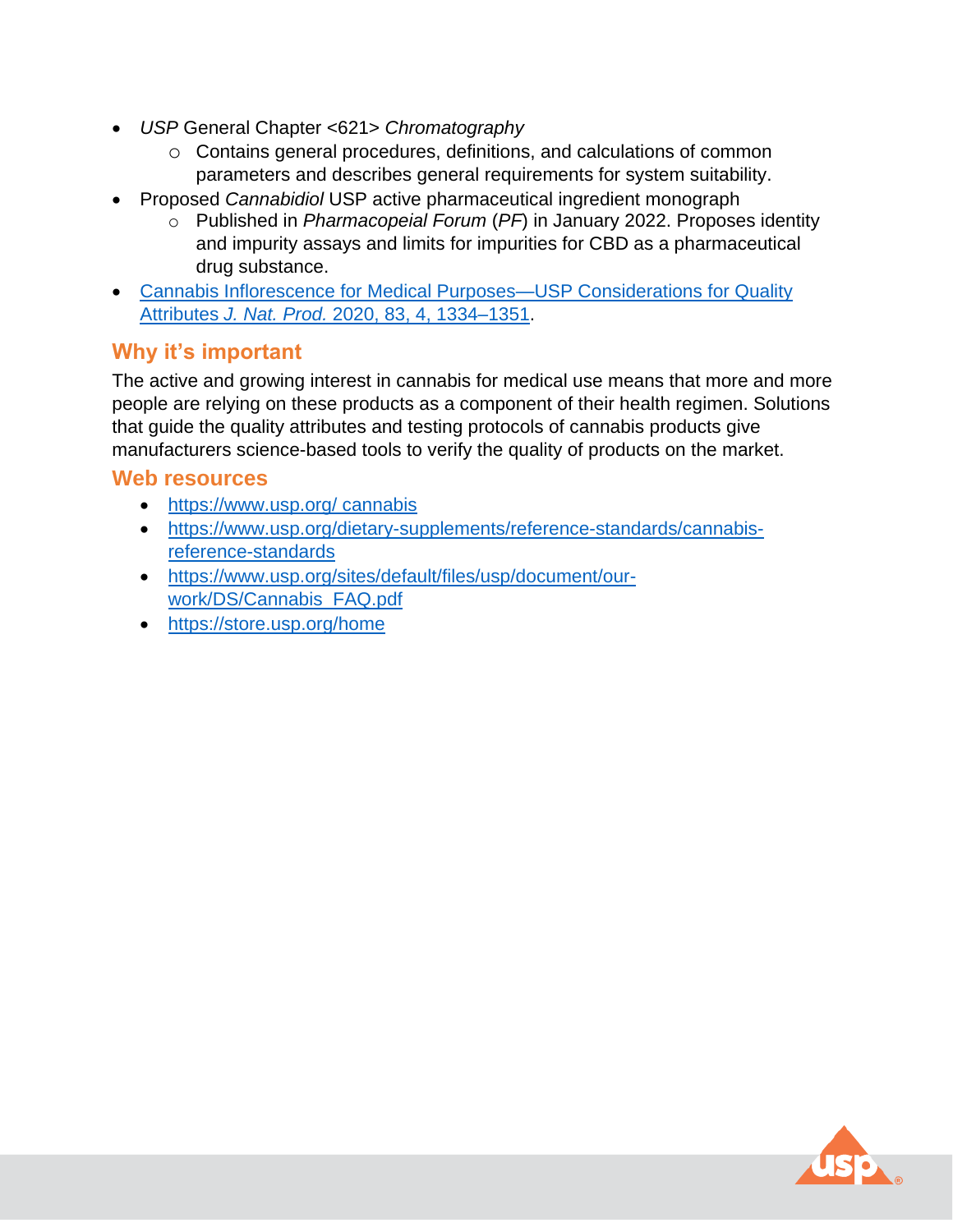- *USP* General Chapter <621> *Chromatography*
    - Contains general procedures, definitions, and calculations of common parameters and describes general requirements for system suitability.
- Proposed *Cannabidiol* USP active pharmaceutical ingredient monograph
    - Published in *Pharmacopeial Forum* (*PF*) in January 2022. Proposes identity and impurity assays and limits for impurities for CBD as a pharmaceutical drug substance.
- Cannabis Inflorescence for Medical Purposes—USP Considerations for Quality Attributes *J. Nat. Prod.* 2020, 83, 4, 1334–1351.

## Why it's important

The active and growing interest in cannabis for medical use means that more and more people are relying on these products as a component of their health regimen. Solutions that guide the quality attributes and testing protocols of cannabis products give manufacturers science-based tools to verify the quality of products on the market.

## Web resources

- https://www.usp.org/ cannabis
- https://www.usp.org/dietary-supplements/reference-standards/cannabis-reference-standards
- https://www.usp.org/sites/default/files/usp/document/our-work/DS/Cannabis_FAQ.pdf
- https://store.usp.org/home